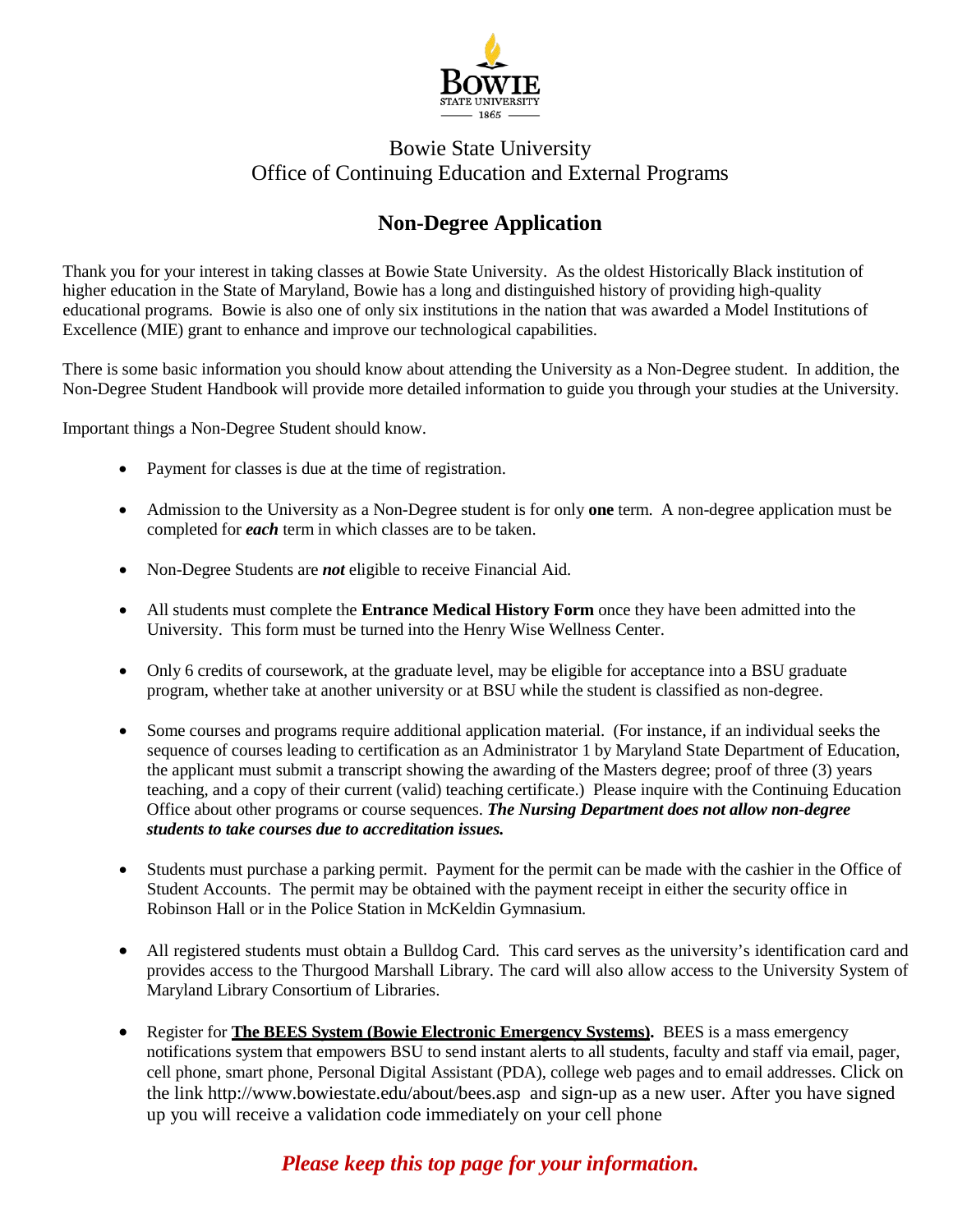Bowie State University
Office of Continuing Education and External Programs

# Non-Degree Application

Thank you for your interest in taking classes at Bowie State University. As the oldest Historically Black institution of higher education in the State of Maryland, Bowie has a long and distinguished history of providing high-quality educational programs. Bowie is also one of only six institutions in the nation that was awarded a Model Institutions of Excellence (MIE) grant to enhance and improve our technological capabilities.

There is some basic information you should know about attending the University as a Non-Degree student. In addition, the Non-Degree Student Handbook will provide more detailed information to guide you through your studies at the University.

Important things a Non-Degree Student should know.

- Payment for classes is due at the time of registration.
- Admission to the University as a Non-Degree student is for only **one** term. A non-degree application must be completed for ***each*** term in which classes are to be taken.
- Non-Degree Students are ***not*** eligible to receive Financial Aid.
- All students must complete the **Entrance Medical History Form** once they have been admitted into the University. This form must be turned into the Henry Wise Wellness Center.
- Only 6 credits of coursework, at the graduate level, may be eligible for acceptance into a BSU graduate program, whether take at another university or at BSU while the student is classified as non-degree.
- Some courses and programs require additional application material. (For instance, if an individual seeks the sequence of courses leading to certification as an Administrator 1 by Maryland State Department of Education, the applicant must submit a transcript showing the awarding of the Masters degree; proof of three (3) years teaching, and a copy of their current (valid) teaching certificate.) Please inquire with the Continuing Education Office about other programs or course sequences. ***The Nursing Department does not allow non-degree students to take courses due to accreditation issues.***
- Students must purchase a parking permit. Payment for the permit can be made with the cashier in the Office of Student Accounts. The permit may be obtained with the payment receipt in either the security office in Robinson Hall or in the Police Station in McKeldin Gymnasium.
- All registered students must obtain a Bulldog Card. This card serves as the university's identification card and provides access to the Thurgood Marshall Library. The card will also allow access to the University System of Maryland Library Consortium of Libraries.
- Register for **The BEES System (Bowie Electronic Emergency Systems).** BEES is a mass emergency notifications system that empowers BSU to send instant alerts to all students, faculty and staff via email, pager, cell phone, smart phone, Personal Digital Assistant (PDA), college web pages and to email addresses. Click on the link http://www.bowiestate.edu/about/bees.asp and sign-up as a new user. After you have signed up you will receive a validation code immediately on your cell phone

***Please keep this top page for your information.***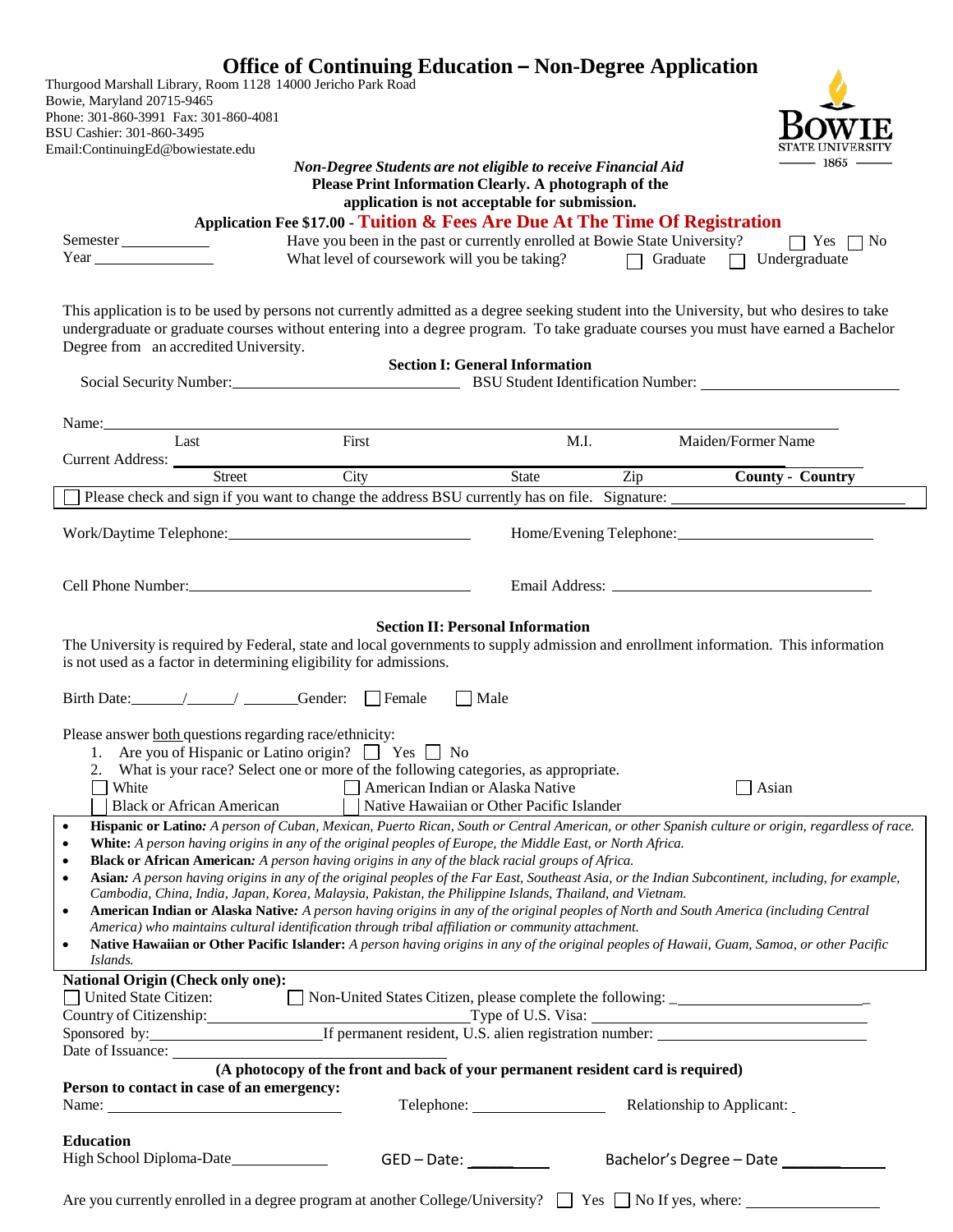# Office of Continuing Education – Non-Degree Application

Thurgood Marshall Library, Room 1128 14000 Jericho Park Road
Bowie, Maryland 20715-9465
Phone: 301-860-3991 Fax: 301-860-4081
BSU Cashier: 301-860-3495
Email:ContinuingEd@bowiestate.edu

BOWIE STATE UNIVERSITY 1865

***Non-Degree Students are not eligible to receive Financial Aid***
**Please Print Information Clearly. A photograph of the application is not acceptable for submission.**

**Application Fee $17.00 - Tuition & Fees Are Due At The Time Of Registration**

Semester ____________ Have you been in the past or currently enrolled at Bowie State University? ☐ Yes ☐ No

Year ______________ What level of coursework will you be taking? ☐ Graduate ☐ Undergraduate

This application is to be used by persons not currently admitted as a degree seeking student into the University, but who desires to take undergraduate or graduate courses without entering into a degree program. To take graduate courses you must have earned a Bachelor Degree from an accredited University.

## Section I: General Information

Social Security Number: ____________________ BSU Student Identification Number: ____________________

Name: ______________________________________________
Last First M.I. Maiden/Former Name

Current Address: ______________________________________________
Street City State Zip **County - Country**

☐ Please check and sign if you want to change the address BSU currently has on file. Signature: ____________________

Work/Daytime Telephone: ____________________ Home/Evening Telephone: ____________________

Cell Phone Number: ____________________ Email Address: ____________________

## Section II: Personal Information

The University is required by Federal, state and local governments to supply admission and enrollment information. This information is not used as a factor in determining eligibility for admissions.

Birth Date: ______/______/ ______ Gender: ☐ Female ☐ Male

Please answer both questions regarding race/ethnicity:

1. Are you of Hispanic or Latino origin? ☐ Yes ☐ No
2. What is your race? Select one or more of the following categories, as appropriate.

☐ White ☐ American Indian or Alaska Native ☐ Asian
☐ Black or African American ☐ Native Hawaiian or Other Pacific Islander

- **Hispanic or Latino:** *A person of Cuban, Mexican, Puerto Rican, South or Central American, or other Spanish culture or origin, regardless of race.*
- **White:** *A person having origins in any of the original peoples of Europe, the Middle East, or North Africa.*
- **Black or African American:** *A person having origins in any of the black racial groups of Africa.*
- **Asian:** *A person having origins in any of the original peoples of the Far East, Southeast Asia, or the Indian Subcontinent, including, for example, Cambodia, China, India, Japan, Korea, Malaysia, Pakistan, the Philippine Islands, Thailand, and Vietnam.*
- **American Indian or Alaska Native:** *A person having origins in any of the original peoples of North and South America (including Central America) who maintains cultural identification through tribal affiliation or community attachment.*
- **Native Hawaiian or Other Pacific Islander:** *A person having origins in any of the original peoples of Hawaii, Guam, Samoa, or other Pacific Islands.*

**National Origin (Check only one):**

☐ United State Citizen: ☐ Non-United States Citizen, please complete the following: ____________________

Country of Citizenship: ____________________ Type of U.S. Visa: ____________________

Sponsored by: ____________________ If permanent resident, U.S. alien registration number: ____________________

Date of Issuance: ____________________

**(A photocopy of the front and back of your permanent resident card is required)**

**Person to contact in case of an emergency:**

Name: ____________________ Telephone: ____________ Relationship to Applicant: ______

**Education**

High School Diploma-Date__________ GED – Date: ________ Bachelor's Degree – Date ________

Are you currently enrolled in a degree program at another College/University? ☐ Yes ☐ No If yes, where: ____________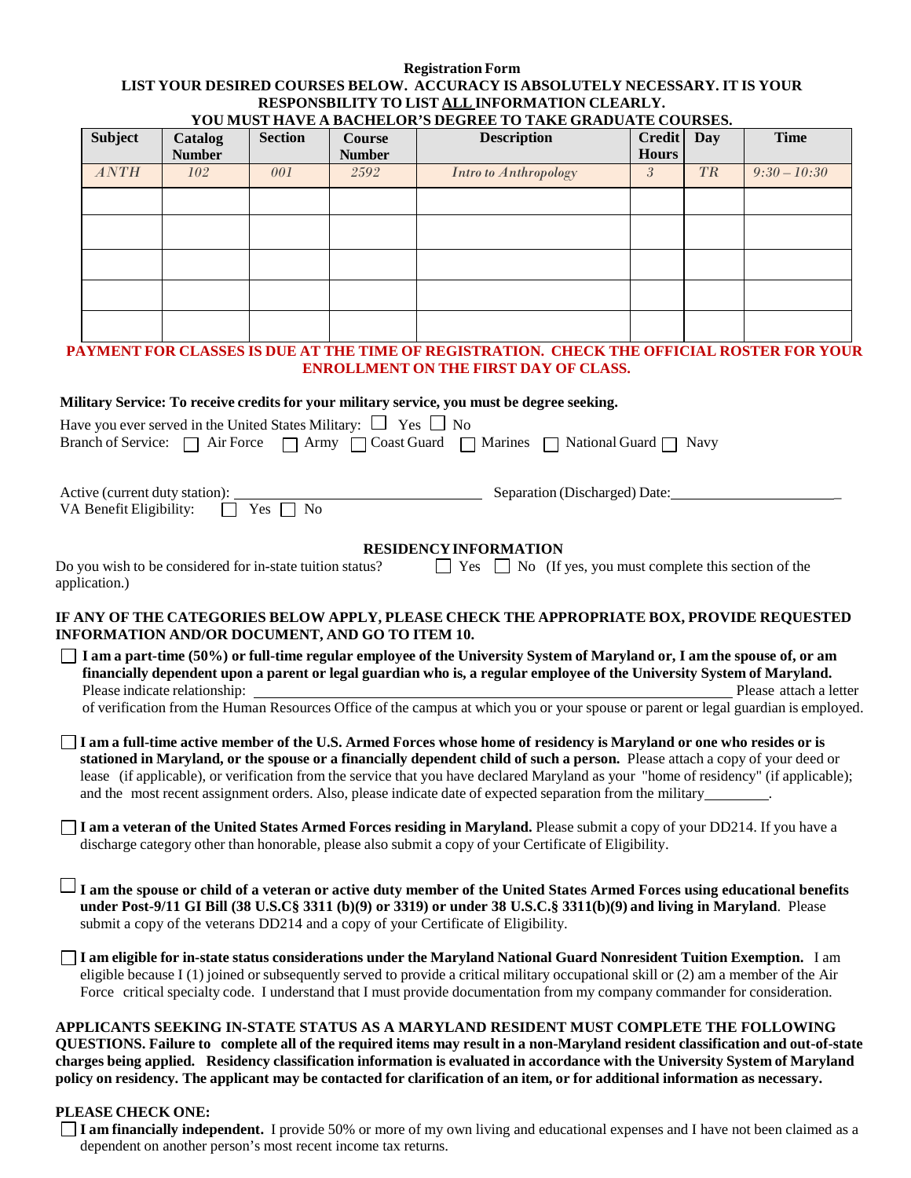**Registration Form**

**LIST YOUR DESIRED COURSES BELOW. ACCURACY IS ABSOLUTELY NECESSARY. IT IS YOUR RESPONSBILITY TO LIST ALL INFORMATION CLEARLY.**

**YOU MUST HAVE A BACHELOR'S DEGREE TO TAKE GRADUATE COURSES.**

| Subject | Catalog Number | Section | Course Number | Description | Credit Hours | Day | Time |
|---|---|---|---|---|---|---|---|
| *ANTH* | *102* | *001* | *2592* | *Intro to Anthropology* | *3* | *TR* | *9:30 – 10:30* |
| | | | | | | | |
| | | | | | | | |
| | | | | | | | |
| | | | | | | | |
| | | | | | | | |

**PAYMENT FOR CLASSES IS DUE AT THE TIME OF REGISTRATION. CHECK THE OFFICIAL ROSTER FOR YOUR ENROLLMENT ON THE FIRST DAY OF CLASS.**

**Military Service: To receive credits for your military service, you must be degree seeking.**

Have you ever served in the United States Military: ☐ Yes ☐ No

Branch of Service: ☐ Air Force ☐ Army ☐ Coast Guard ☐ Marines ☐ National Guard ☐ Navy

Active (current duty station): ______________________ Separation (Discharged) Date: ______________________

VA Benefit Eligibility: ☐ Yes ☐ No

## RESIDENCY INFORMATION

Do you wish to be considered for in-state tuition status? ☐ Yes ☐ No (If yes, you must complete this section of the application.)

**IF ANY OF THE CATEGORIES BELOW APPLY, PLEASE CHECK THE APPROPRIATE BOX, PROVIDE REQUESTED INFORMATION AND/OR DOCUMENT, AND GO TO ITEM 10.**

☐ **I am a part-time (50%) or full-time regular employee of the University System of Maryland or, I am the spouse of, or am financially dependent upon a parent or legal guardian who is, a regular employee of the University System of Maryland.** Please indicate relationship: ______________________ Please attach a letter of verification from the Human Resources Office of the campus at which you or your spouse or parent or legal guardian is employed.

☐ **I am a full-time active member of the U.S. Armed Forces whose home of residency is Maryland or one who resides or is stationed in Maryland, or the spouse or a financially dependent child of such a person.** Please attach a copy of your deed or lease (if applicable), or verification from the service that you have declared Maryland as your "home of residency" (if applicable); and the most recent assignment orders. Also, please indicate date of expected separation from the military________.

☐ **I am a veteran of the United States Armed Forces residing in Maryland.** Please submit a copy of your DD214. If you have a discharge category other than honorable, please also submit a copy of your Certificate of Eligibility.

☐ **I am the spouse or child of a veteran or active duty member of the United States Armed Forces using educational benefits under Post-9/11 GI Bill (38 U.S.C§ 3311 (b)(9) or 3319) or under 38 U.S.C.§ 3311(b)(9) and living in Maryland**. Please submit a copy of the veterans DD214 and a copy of your Certificate of Eligibility.

☐ **I am eligible for in-state status considerations under the Maryland National Guard Nonresident Tuition Exemption.** I am eligible because I (1) joined or subsequently served to provide a critical military occupational skill or (2) am a member of the Air Force critical specialty code. I understand that I must provide documentation from my company commander for consideration.

**APPLICANTS SEEKING IN-STATE STATUS AS A MARYLAND RESIDENT MUST COMPLETE THE FOLLOWING QUESTIONS. Failure to complete all of the required items may result in a non-Maryland resident classification and out-of-state charges being applied. Residency classification information is evaluated in accordance with the University System of Maryland policy on residency. The applicant may be contacted for clarification of an item, or for additional information as necessary.**

**PLEASE CHECK ONE:**

☐ **I am financially independent.** I provide 50% or more of my own living and educational expenses and I have not been claimed as a dependent on another person's most recent income tax returns.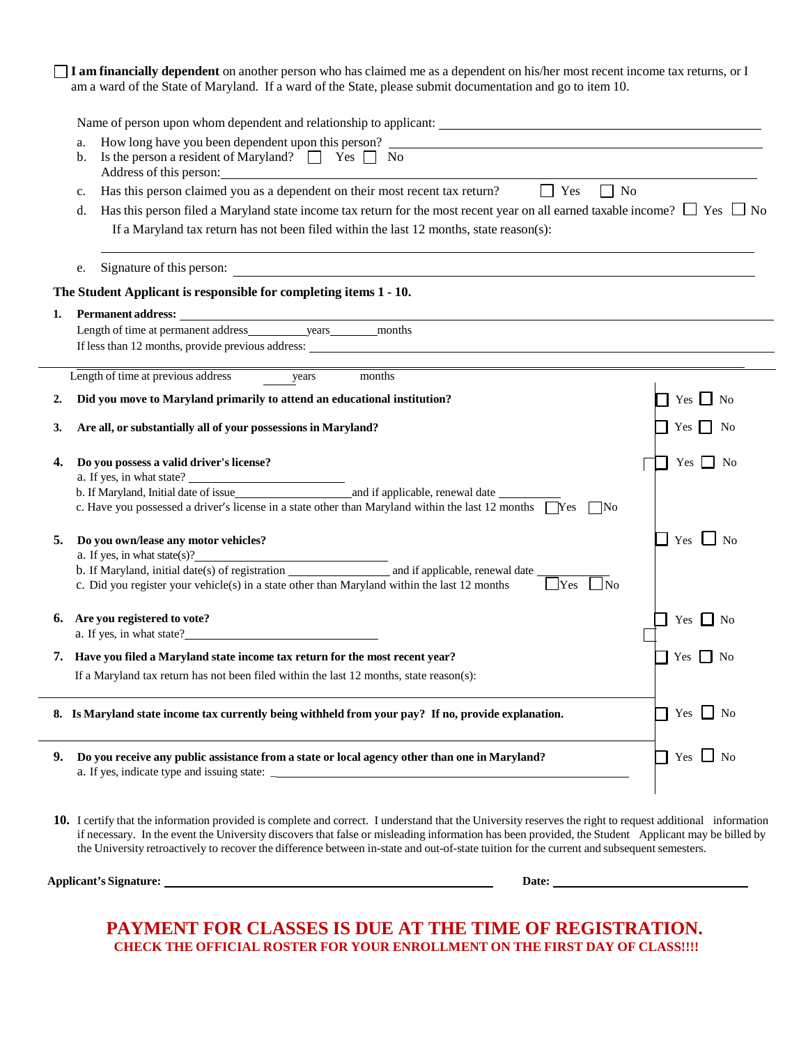☐ **I am financially dependent** on another person who has claimed me as a dependent on his/her most recent income tax returns, or I am a ward of the State of Maryland. If a ward of the State, please submit documentation and go to item 10.

Name of person upon whom dependent and relationship to applicant: \_\_\_\_\_\_\_\_\_\_\_\_\_\_\_\_\_\_\_\_

a. How long have you been dependent upon this person? \_\_\_\_\_\_\_\_\_\_\_\_\_\_\_\_\_\_\_\_

b. Is the person a resident of Maryland? ☐ Yes ☐ No
   Address of this person: \_\_\_\_\_\_\_\_\_\_\_\_\_\_\_\_\_\_\_\_

c. Has this person claimed you as a dependent on their most recent tax return? ☐ Yes ☐ No

d. Has this person filed a Maryland state income tax return for the most recent year on all earned taxable income? ☐ Yes ☐ No
   If a Maryland tax return has not been filed within the last 12 months, state reason(s):
   \_\_\_\_\_\_\_\_\_\_\_\_\_\_\_\_\_\_\_\_

e. Signature of this person: \_\_\_\_\_\_\_\_\_\_\_\_\_\_\_\_\_\_\_\_

**The Student Applicant is responsible for completing items 1 - 10.**

**1. Permanent address:** \_\_\_\_\_\_\_\_\_\_\_\_\_\_\_\_\_\_\_\_
Length of time at permanent address\_\_\_\_\_\_\_\_years\_\_\_\_\_\_\_\_months
If less than 12 months, provide previous address: \_\_\_\_\_\_\_\_\_\_\_\_\_\_\_\_\_\_\_\_

Length of time at previous address \_\_\_\_\_\_years \_\_\_\_\_\_months

**2. Did you move to Maryland primarily to attend an educational institution?** ☐ Yes ☐ No

**3. Are all, or substantially all of your possessions in Maryland?** ☐ Yes ☐ No

**4. Do you possess a valid driver's license?** ☐ Yes ☐ No
a. If yes, in what state? \_\_\_\_\_\_\_\_\_\_\_\_\_\_\_\_\_\_\_\_
b. If Maryland, Initial date of issue\_\_\_\_\_\_\_\_\_\_\_\_\_\_\_\_and if applicable, renewal date \_\_\_\_\_\_\_\_\_\_
c. Have you possessed a driver's license in a state other than Maryland within the last 12 months ☐ Yes ☐ No

**5. Do you own/lease any motor vehicles?** ☐ Yes ☐ No
a. If yes, in what state(s)?\_\_\_\_\_\_\_\_\_\_\_\_\_\_\_\_\_\_\_\_
b. If Maryland, initial date(s) of registration \_\_\_\_\_\_\_\_\_\_\_\_\_\_\_\_ and if applicable, renewal date \_\_\_\_\_\_\_\_\_\_
c. Did you register your vehicle(s) in a state other than Maryland within the last 12 months ☐ Yes ☐ No

**6. Are you registered to vote?** ☐ Yes ☐ No
a. If yes, in what state?\_\_\_\_\_\_\_\_\_\_\_\_\_\_\_\_\_\_\_\_

**7. Have you filed a Maryland state income tax return for the most recent year?** ☐ Yes ☐ No
If a Maryland tax return has not been filed within the last 12 months, state reason(s):

**8. Is Maryland state income tax currently being withheld from your pay? If no, provide explanation.** ☐ Yes ☐ No

**9. Do you receive any public assistance from a state or local agency other than one in Maryland?** ☐ Yes ☐ No
a. If yes, indicate type and issuing state: \_\_\_\_\_\_\_\_\_\_\_\_\_\_\_\_\_\_\_\_

**10.** I certify that the information provided is complete and correct. I understand that the University reserves the right to request additional information if necessary. In the event the University discovers that false or misleading information has been provided, the Student Applicant may be billed by the University retroactively to recover the difference between in-state and out-of-state tuition for the current and subsequent semesters.

**Applicant's Signature:** \_\_\_\_\_\_\_\_\_\_\_\_\_\_\_\_\_\_\_\_ **Date:** \_\_\_\_\_\_\_\_\_\_\_\_\_\_\_\_\_\_\_\_

**PAYMENT FOR CLASSES IS DUE AT THE TIME OF REGISTRATION.**

**CHECK THE OFFICIAL ROSTER FOR YOUR ENROLLMENT ON THE FIRST DAY OF CLASS!!!!**